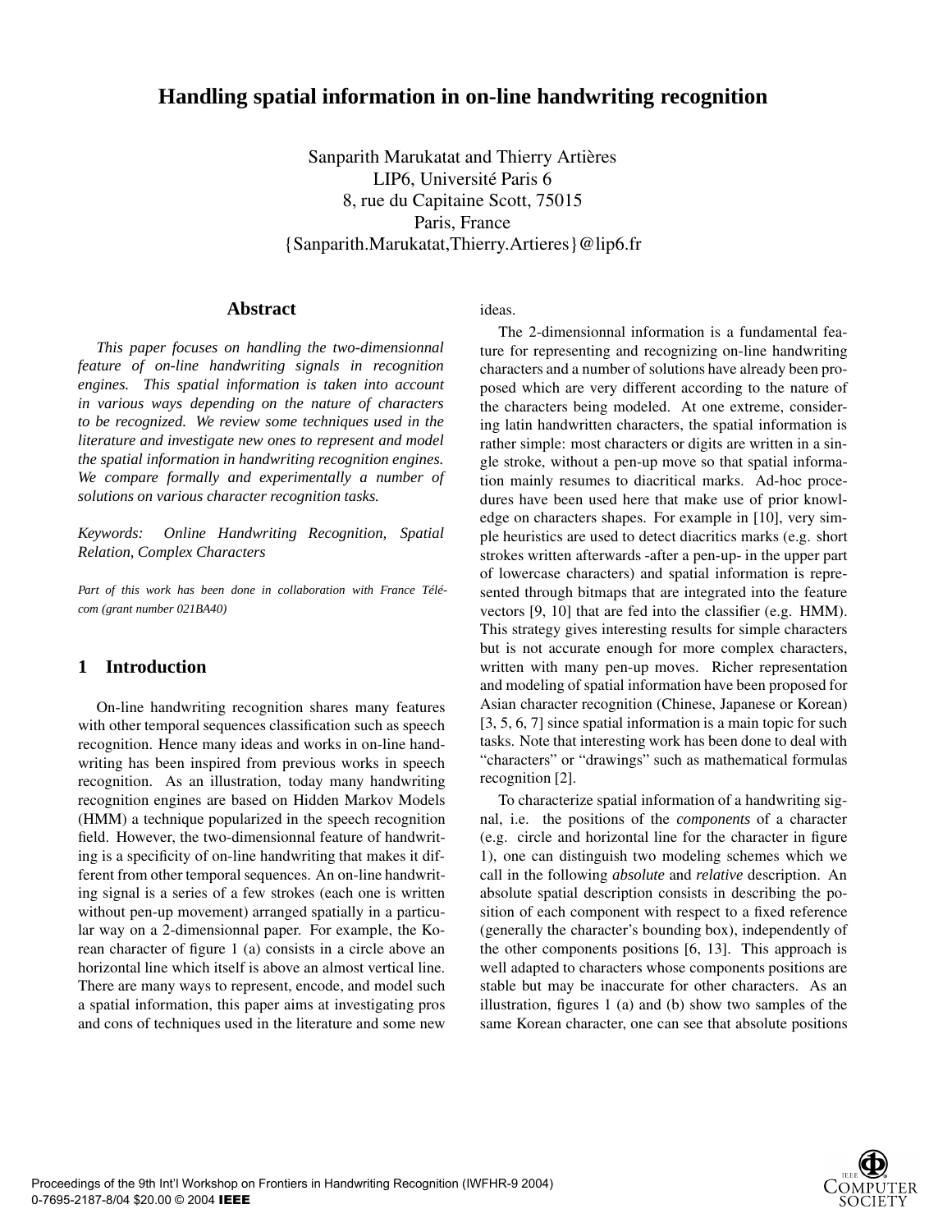# Handling spatial information in on-line handwriting recognition

Sanparith Marukatat and Thierry Artières
LIP6, Université Paris 6
8, rue du Capitaine Scott, 75015
Paris, France
{Sanparith.Marukatat,Thierry.Artieres}@lip6.fr

## Abstract

*This paper focuses on handling the two-dimensionnal feature of on-line handwriting signals in recognition engines. This spatial information is taken into account in various ways depending on the nature of characters to be recognized. We review some techniques used in the literature and investigate new ones to represent and model the spatial information in handwriting recognition engines. We compare formally and experimentally a number of solutions on various character recognition tasks.*

*Keywords: Online Handwriting Recognition, Spatial Relation, Complex Characters*

*Part of this work has been done in collaboration with France Télécom (grant number 021BA40)*

## 1 Introduction

On-line handwriting recognition shares many features with other temporal sequences classification such as speech recognition. Hence many ideas and works in on-line handwriting have been inspired from previous works in speech recognition. As an illustration, today many handwriting recognition engines are based on Hidden Markov Models (HMM) a technique popularized in the speech recognition field. However, the two-dimensionnal feature of handwriting is a specificity of on-line handwriting that makes it different from other temporal sequences. An on-line handwriting signal is a series of a few strokes (each one is written without pen-up movement) arranged spatially in a particular way on a 2-dimensionnal paper. For example, the Korean character of figure 1 (a) consists in a circle above an horizontal line which itself is above an almost vertical line. There are many ways to represent, encode, and model such a spatial information, this paper aims at investigating pros and cons of techniques used in the literature and some new ideas.

The 2-dimensionnal information is a fundamental feature for representing and recognizing on-line handwriting characters and a number of solutions have already been proposed which are very different according to the nature of the characters being modeled. At one extreme, considering latin handwritten characters, the spatial information is rather simple: most characters or digits are written in a single stroke, without a pen-up move so that spatial information mainly resumes to diacritical marks. Ad-hoc procedures have been used here that make use of prior knowledge on characters shapes. For example in [10], very simple heuristics are used to detect diacritics marks (e.g. short strokes written afterwards -after a pen-up- in the upper part of lowercase characters) and spatial information is represented through bitmaps that are integrated into the feature vectors [9, 10] that are fed into the classifier (e.g. HMM). This strategy gives interesting results for simple characters but is not accurate enough for more complex characters, written with many pen-up moves. Richer representation and modeling of spatial information have been proposed for Asian character recognition (Chinese, Japanese or Korean) [3, 5, 6, 7] since spatial information is a main topic for such tasks. Note that interesting work has been done to deal with "characters" or "drawings" such as mathematical formulas recognition [2].

To characterize spatial information of a handwriting signal, i.e. the positions of the *components* of a character (e.g. circle and horizontal line for the character in figure 1), one can distinguish two modeling schemes which we call in the following *absolute* and *relative* description. An absolute spatial description consists in describing the position of each component with respect to a fixed reference (generally the character's bounding box), independently of the other components positions [6, 13]. This approach is well adapted to characters whose components positions are stable but may be inaccurate for other characters. As an illustration, figures 1 (a) and (b) show two samples of the same Korean character, one can see that absolute positions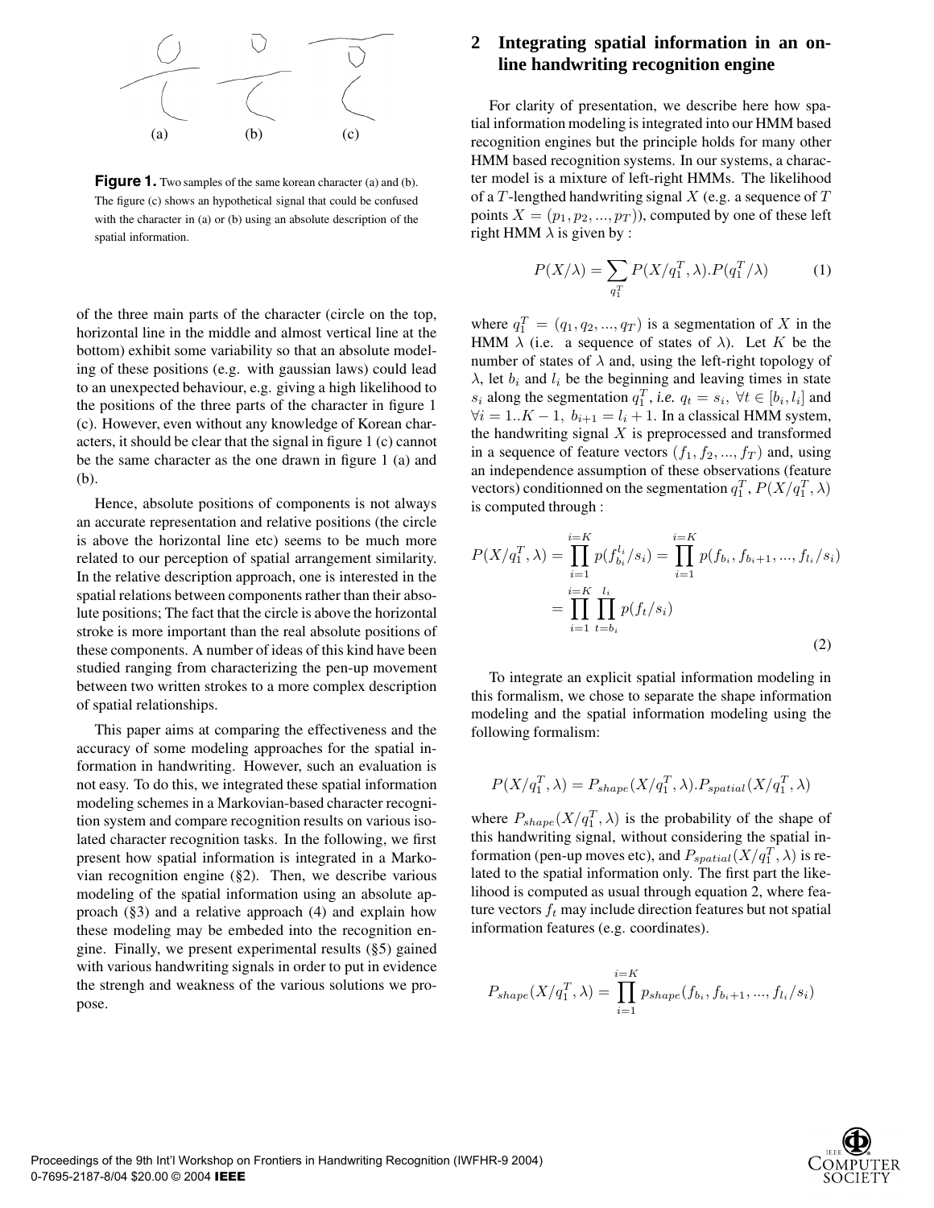(a) (b) (c)

**Figure 1.** Two samples of the same korean character (a) and (b). The figure (c) shows an hypothetical signal that could be confused with the character in (a) or (b) using an absolute description of the spatial information.

of the three main parts of the character (circle on the top, horizontal line in the middle and almost vertical line at the bottom) exhibit some variability so that an absolute modeling of these positions (e.g. with gaussian laws) could lead to an unexpected behaviour, e.g. giving a high likelihood to the positions of the three parts of the character in figure 1 (c). However, even without any knowledge of Korean characters, it should be clear that the signal in figure 1 (c) cannot be the same character as the one drawn in figure 1 (a) and (b).

Hence, absolute positions of components is not always an accurate representation and relative positions (the circle is above the horizontal line etc) seems to be much more related to our perception of spatial arrangement similarity. In the relative description approach, one is interested in the spatial relations between components rather than their absolute positions; The fact that the circle is above the horizontal stroke is more important than the real absolute positions of these components. A number of ideas of this kind have been studied ranging from characterizing the pen-up movement between two written strokes to a more complex description of spatial relationships.

This paper aims at comparing the effectiveness and the accuracy of some modeling approaches for the spatial information in handwriting. However, such an evaluation is not easy. To do this, we integrated these spatial information modeling schemes in a Markovian-based character recognition system and compare recognition results on various isolated character recognition tasks. In the following, we first present how spatial information is integrated in a Markovian recognition engine (§2). Then, we describe various modeling of the spatial information using an absolute approach (§3) and a relative approach (4) and explain how these modeling may be embeded into the recognition engine. Finally, we present experimental results (§5) gained with various handwriting signals in order to put in evidence the strengh and weakness of the various solutions we propose.

## 2 Integrating spatial information in an on-line handwriting recognition engine

For clarity of presentation, we describe here how spatial information modeling is integrated into our HMM based recognition engines but the principle holds for many other HMM based recognition systems. In our systems, a character model is a mixture of left-right HMMs. The likelihood of a $T$-lengthed handwriting signal $X$ (e.g. a sequence of $T$ points $X = (p_1, p_2, ..., p_T)$), computed by one of these left right HMM $\lambda$ is given by :

$$P(X/\lambda) = \sum_{q_1^T} P(X/q_1^T, \lambda).P(q_1^T/\lambda) \qquad (1)$$

where $q_1^T = (q_1, q_2, ..., q_T)$ is a segmentation of $X$ in the HMM $\lambda$ (i.e. a sequence of states of $\lambda$). Let $K$ be the number of states of $\lambda$ and, using the left-right topology of $\lambda$, let $b_i$ and $l_i$ be the beginning and leaving times in state $s_i$ along the segmentation $q_1^T$, *i.e.* $q_t = s_i, \ \forall t \in [b_i, l_i]$ and $\forall i = 1..K-1, \ b_{i+1} = l_i + 1$. In a classical HMM system, the handwriting signal $X$ is preprocessed and transformed in a sequence of feature vectors $(f_1, f_2, ..., f_T)$ and, using an independence assumption of these observations (feature vectors) conditionned on the segmentation $q_1^T$, $P(X/q_1^T, \lambda)$ is computed through :

$$\begin{aligned} P(X/q_1^T, \lambda) &= \prod_{i=1}^{i=K} p(f_{b_i}^{l_i}/s_i) = \prod_{i=1}^{i=K} p(f_{b_i}, f_{b_i+1}, ..., f_{l_i}/s_i) \\ &= \prod_{i=1}^{i=K} \prod_{t=b_i}^{l_i} p(f_t/s_i) \end{aligned} \qquad (2)$$

To integrate an explicit spatial information modeling in this formalism, we chose to separate the shape information modeling and the spatial information modeling using the following formalism:

$$P(X/q_1^T, \lambda) = P_{shape}(X/q_1^T, \lambda).P_{spatial}(X/q_1^T, \lambda)$$

where $P_{shape}(X/q_1^T, \lambda)$ is the probability of the shape of this handwriting signal, without considering the spatial information (pen-up moves etc), and $P_{spatial}(X/q_1^T, \lambda)$ is related to the spatial information only. The first part the likelihood is computed as usual through equation 2, where feature vectors $f_t$ may include direction features but not spatial information features (e.g. coordinates).

$$P_{shape}(X/q_1^T, \lambda) = \prod_{i=1}^{i=K} p_{shape}(f_{b_i}, f_{b_i+1}, ..., f_{l_i}/s_i)$$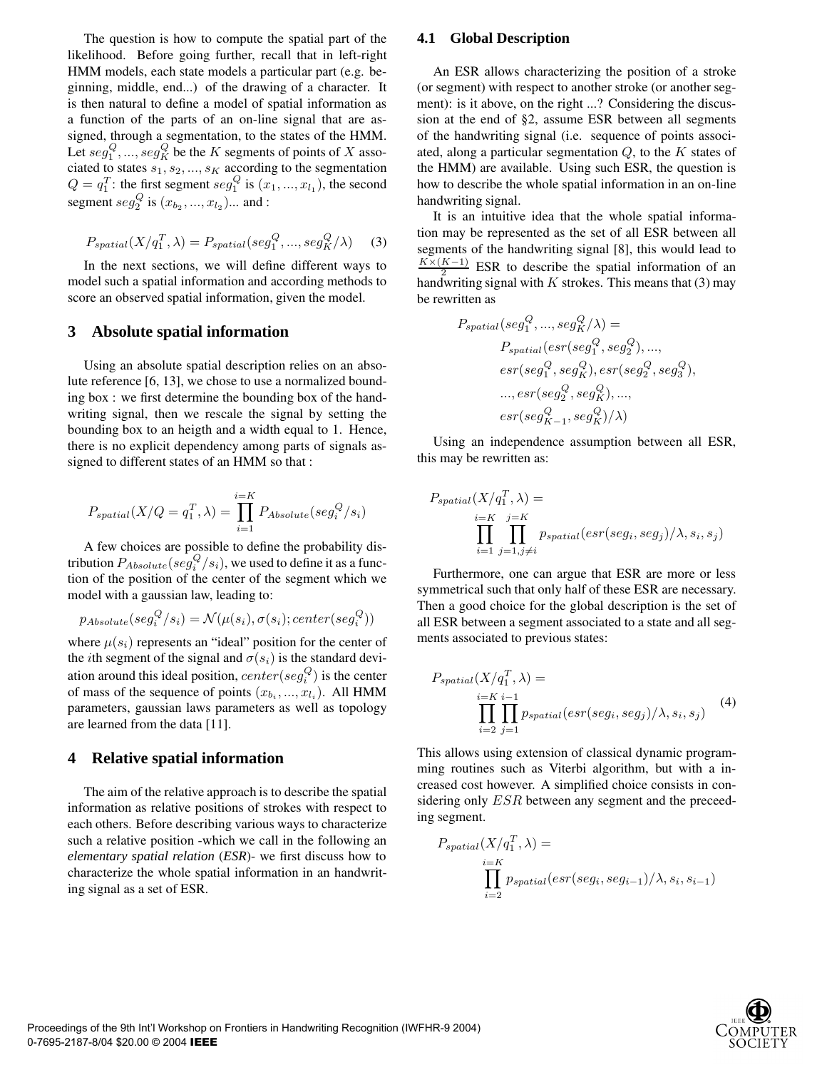The question is how to compute the spatial part of the likelihood. Before going further, recall that in left-right HMM models, each state models a particular part (e.g. beginning, middle, end...) of the drawing of a character. It is then natural to define a model of spatial information as a function of the parts of an on-line signal that are assigned, through a segmentation, to the states of the HMM. Let $seg_1^Q, ..., seg_K^Q$ be the $K$ segments of points of $X$ associated to states $s_1, s_2, ..., s_K$ according to the segmentation $Q = q_1^T$: the first segment $seg_1^Q$ is $(x_1, ..., x_{l_1})$, the second segment $seg_2^Q$ is $(x_{b_2}, ..., x_{l_2})$... and :

$$P_{spatial}(X/q_1^T, \lambda) = P_{spatial}(seg_1^Q, ..., seg_K^Q/\lambda) \quad (3)$$

In the next sections, we will define different ways to model such a spatial information and according methods to score an observed spatial information, given the model.

## 3 Absolute spatial information

Using an absolute spatial description relies on an absolute reference [6, 13], we chose to use a normalized bounding box : we first determine the bounding box of the handwriting signal, then we rescale the signal by setting the bounding box to an heigth and a width equal to 1. Hence, there is no explicit dependency among parts of signals assigned to different states of an HMM so that :

$$P_{spatial}(X/Q = q_1^T, \lambda) = \prod_{i=1}^{i=K} P_{Absolute}(seg_i^Q/s_i)$$

A few choices are possible to define the probability distribution $P_{Absolute}(seg_i^Q/s_i)$, we used to define it as a function of the position of the center of the segment which we model with a gaussian law, leading to:

$$p_{Absolute}(seg_i^Q/s_i) = \mathcal{N}(\mu(s_i), \sigma(s_i); center(seg_i^Q))$$

where $\mu(s_i)$ represents an "ideal" position for the center of the $i$th segment of the signal and $\sigma(s_i)$ is the standard deviation around this ideal position, $center(seg_i^Q)$ is the center of mass of the sequence of points $(x_{b_i}, ..., x_{l_i})$. All HMM parameters, gaussian laws parameters as well as topology are learned from the data [11].

## 4 Relative spatial information

The aim of the relative approach is to describe the spatial information as relative positions of strokes with respect to each others. Before describing various ways to characterize such a relative position -which we call in the following an *elementary spatial relation* (*ESR*)- we first discuss how to characterize the whole spatial information in an handwriting signal as a set of ESR.

### 4.1 Global Description

An ESR allows characterizing the position of a stroke (or segment) with respect to another stroke (or another segment): is it above, on the right ...? Considering the discussion at the end of §2, assume ESR between all segments of the handwriting signal (i.e. sequence of points associated, along a particular segmentation $Q$, to the $K$ states of the HMM) are available. Using such ESR, the question is how to describe the whole spatial information in an on-line handwriting signal.

It is an intuitive idea that the whole spatial information may be represented as the set of all ESR between all segments of the handwriting signal [8], this would lead to $\frac{K \times (K-1)}{2}$ ESR to describe the spatial information of an handwriting signal with $K$ strokes. This means that (3) may be rewritten as

$$\begin{aligned} P_{spatial}(seg_1^Q, ..., seg_K^Q/\lambda) = \\ P_{spatial}(esr(seg_1^Q, seg_2^Q), ..., \\ esr(seg_1^Q, seg_K^Q), esr(seg_2^Q, seg_3^Q), \\ ..., esr(seg_2^Q, seg_K^Q), ..., \\ esr(seg_{K-1}^Q, seg_K^Q)/\lambda) \end{aligned}$$

Using an independence assumption between all ESR, this may be rewritten as:

$$P_{spatial}(X/q_1^T, \lambda) = \prod_{i=1}^{i=K} \prod_{j=1, j \neq i}^{j=K} p_{spatial}(esr(seg_i, seg_j)/\lambda, s_i, s_j)$$

Furthermore, one can argue that ESR are more or less symmetrical such that only half of these ESR are necessary. Then a good choice for the global description is the set of all ESR between a segment associated to a state and all segments associated to previous states:

$$P_{spatial}(X/q_1^T, \lambda) = \prod_{i=2}^{i=K} \prod_{j=1}^{i-1} p_{spatial}(esr(seg_i, seg_j)/\lambda, s_i, s_j) \quad (4)$$

This allows using extension of classical dynamic programming routines such as Viterbi algorithm, but with a increased cost however. A simplified choice consists in considering only $ESR$ between any segment and the preceeding segment.

$$P_{spatial}(X/q_1^T, \lambda) = \prod_{i=2}^{i=K} p_{spatial}(esr(seg_i, seg_{i-1})/\lambda, s_i, s_{i-1})$$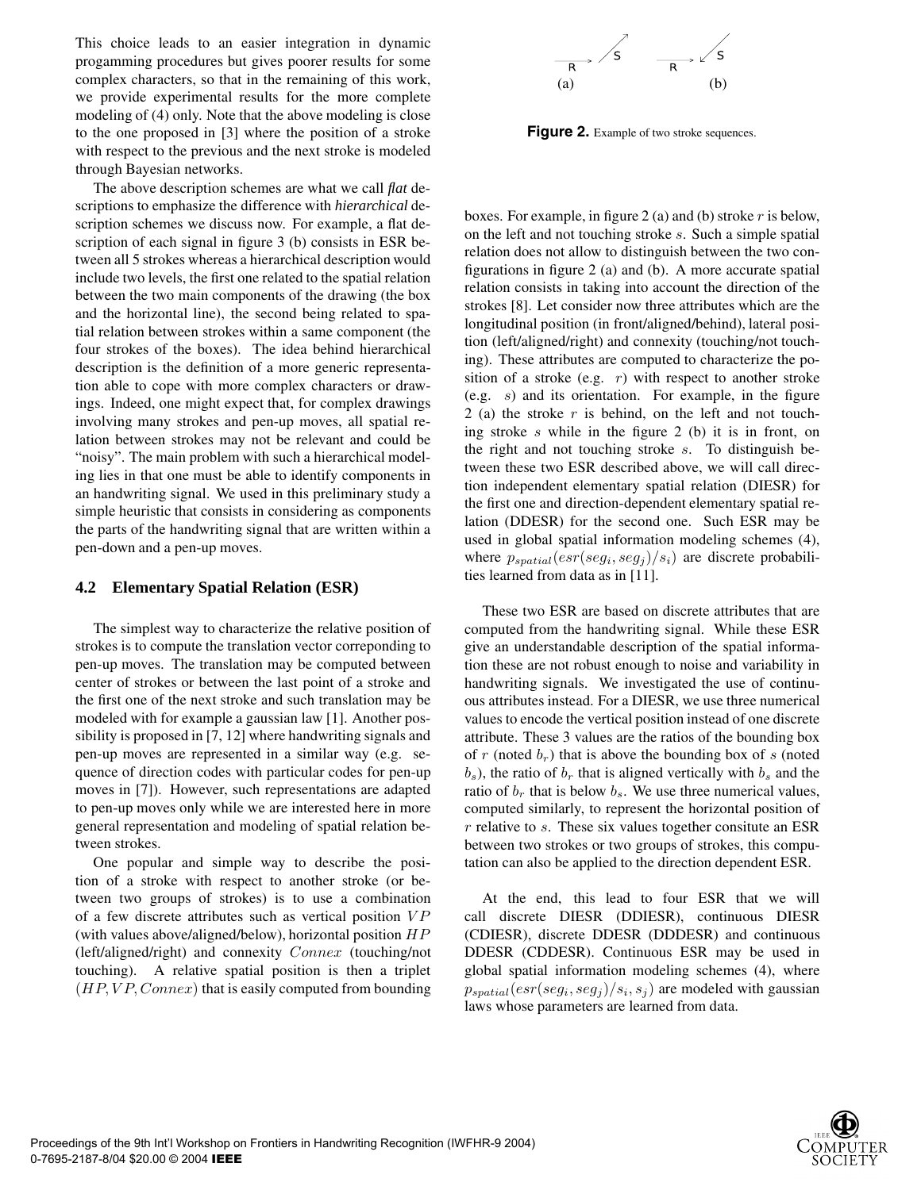This choice leads to an easier integration in dynamic progamming procedures but gives poorer results for some complex characters, so that in the remaining of this work, we provide experimental results for the more complete modeling of (4) only. Note that the above modeling is close to the one proposed in [3] where the position of a stroke with respect to the previous and the next stroke is modeled through Bayesian networks.

The above description schemes are what we call *flat* descriptions to emphasize the difference with *hierarchical* description schemes we discuss now. For example, a flat description of each signal in figure 3 (b) consists in ESR between all 5 strokes whereas a hierarchical description would include two levels, the first one related to the spatial relation between the two main components of the drawing (the box and the horizontal line), the second being related to spatial relation between strokes within a same component (the four strokes of the boxes). The idea behind hierarchical description is the definition of a more generic representation able to cope with more complex characters or drawings. Indeed, one might expect that, for complex drawings involving many strokes and pen-up moves, all spatial relation between strokes may not be relevant and could be "noisy". The main problem with such a hierarchical modeling lies in that one must be able to identify components in an handwriting signal. We used in this preliminary study a simple heuristic that consists in considering as components the parts of the handwriting signal that are written within a pen-down and a pen-up moves.

### 4.2 Elementary Spatial Relation (ESR)

The simplest way to characterize the relative position of strokes is to compute the translation vector correponding to pen-up moves. The translation may be computed between center of strokes or between the last point of a stroke and the first one of the next stroke and such translation may be modeled with for example a gaussian law [1]. Another possibility is proposed in [7, 12] where handwriting signals and pen-up moves are represented in a similar way (e.g. sequence of direction codes with particular codes for pen-up moves in [7]). However, such representations are adapted to pen-up moves only while we are interested here in more general representation and modeling of spatial relation between strokes.

One popular and simple way to describe the position of a stroke with respect to another stroke (or between two groups of strokes) is to use a combination of a few discrete attributes such as vertical position $VP$ (with values above/aligned/below), horizontal position $HP$ (left/aligned/right) and connexity $Connex$ (touching/not touching). A relative spatial position is then a triplet $(HP, VP, Connex)$ that is easily computed from bounding

R S (a) R S (b)

**Figure 2.** Example of two stroke sequences.

boxes. For example, in figure 2 (a) and (b) stroke $r$ is below, on the left and not touching stroke $s$. Such a simple spatial relation does not allow to distinguish between the two configurations in figure 2 (a) and (b). A more accurate spatial relation consists in taking into account the direction of the strokes [8]. Let consider now three attributes which are the longitudinal position (in front/aligned/behind), lateral position (left/aligned/right) and connexity (touching/not touching). These attributes are computed to characterize the position of a stroke (e.g. $r$) with respect to another stroke (e.g. $s$) and its orientation. For example, in the figure 2 (a) the stroke $r$ is behind, on the left and not touching stroke $s$ while in the figure 2 (b) it is in front, on the right and not touching stroke $s$. To distinguish between these two ESR described above, we will call direction independent elementary spatial relation (DIESR) for the first one and direction-dependent elementary spatial relation (DDESR) for the second one. Such ESR may be used in global spatial information modeling schemes (4), where $p_{spatial}(esr(seg_i, seg_j)/s_i)$ are discrete probabilities learned from data as in [11].

These two ESR are based on discrete attributes that are computed from the handwriting signal. While these ESR give an understandable description of the spatial information these are not robust enough to noise and variability in handwriting signals. We investigated the use of continuous attributes instead. For a DIESR, we use three numerical values to encode the vertical position instead of one discrete attribute. These 3 values are the ratios of the bounding box of $r$ (noted $b_r$) that is above the bounding box of $s$ (noted $b_s$), the ratio of $b_r$ that is aligned vertically with $b_s$ and the ratio of $b_r$ that is below $b_s$. We use three numerical values, computed similarly, to represent the horizontal position of $r$ relative to $s$. These six values together consitute an ESR between two strokes or two groups of strokes, this computation can also be applied to the direction dependent ESR.

At the end, this lead to four ESR that we will call discrete DIESR (DDIESR), continuous DIESR (CDIESR), discrete DDESR (DDDESR) and continuous DDESR (CDDESR). Continuous ESR may be used in global spatial information modeling schemes (4), where $p_{spatial}(esr(seg_i, seg_j)/s_i, s_j)$ are modeled with gaussian laws whose parameters are learned from data.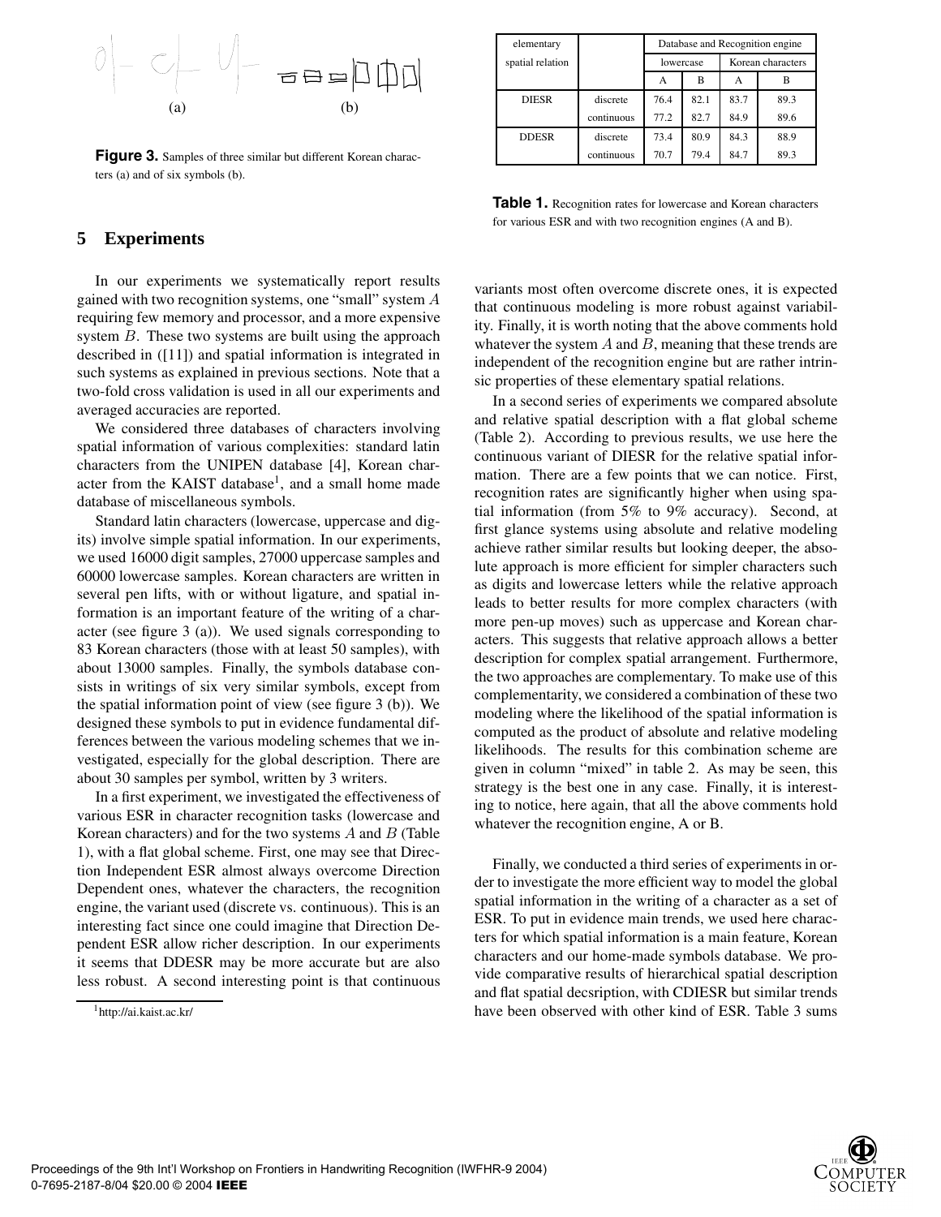Figure 3. Samples of three similar but different Korean characters (a) and of six symbols (b).

## 5 Experiments

In our experiments we systematically report results gained with two recognition systems, one "small" system $A$ requiring few memory and processor, and a more expensive system $B$. These two systems are built using the approach described in ([11]) and spatial information is integrated in such systems as explained in previous sections. Note that a two-fold cross validation is used in all our experiments and averaged accuracies are reported.

We considered three databases of characters involving spatial information of various complexities: standard latin characters from the UNIPEN database [4], Korean character from the KAIST database[1], and a small home made database of miscellaneous symbols.

Standard latin characters (lowercase, uppercase and digits) involve simple spatial information. In our experiments, we used 16000 digit samples, 27000 uppercase samples and 60000 lowercase samples. Korean characters are written in several pen lifts, with or without ligature, and spatial information is an important feature of the writing of a character (see figure 3 (a)). We used signals corresponding to 83 Korean characters (those with at least 50 samples), with about 13000 samples. Finally, the symbols database consists in writings of six very similar symbols, except from the spatial information point of view (see figure 3 (b)). We designed these symbols to put in evidence fundamental differences between the various modeling schemes that we investigated, especially for the global description. There are about 30 samples per symbol, written by 3 writers.

In a first experiment, we investigated the effectiveness of various ESR in character recognition tasks (lowercase and Korean characters) and for the two systems $A$ and $B$ (Table 1), with a flat global scheme. First, one may see that Direction Independent ESR almost always overcome Direction Dependent ones, whatever the characters, the recognition engine, the variant used (discrete vs. continuous). This is an interesting fact since one could imagine that Direction Dependent ESR allow richer description. In our experiments it seems that DDESR may be more accurate but are also less robust. A second interesting point is that continuous variants most often overcome discrete ones, it is expected that continuous modeling is more robust against variability. Finally, it is worth noting that the above comments hold whatever the system $A$ and $B$, meaning that these trends are independent of the recognition engine but are rather intrinsic properties of these elementary spatial relations.

[1] http://ai.kaist.ac.kr/

| elementary spatial relation | | Database and Recognition engine | | | |
|---|---|---|---|---|---|
| | | lowercase | | Korean characters | |
| | | A | B | A | B |
| DIESR | discrete | 76.4 | 82.1 | 83.7 | 89.3 |
| | continuous | 77.2 | 82.7 | 84.9 | 89.6 |
| DDESR | discrete | 73.4 | 80.9 | 84.3 | 88.9 |
| | continuous | 70.7 | 79.4 | 84.7 | 89.3 |

Table 1. Recognition rates for lowercase and Korean characters for various ESR and with two recognition engines (A and B).

In a second series of experiments we compared absolute and relative spatial description with a flat global scheme (Table 2). According to previous results, we use here the continuous variant of DIESR for the relative spatial information. There are a few points that we can notice. First, recognition rates are significantly higher when using spatial information (from 5% to 9% accuracy). Second, at first glance systems using absolute and relative modeling achieve rather similar results but looking deeper, the absolute approach is more efficient for simpler characters such as digits and lowercase letters while the relative approach leads to better results for more complex characters (with more pen-up moves) such as uppercase and Korean characters. This suggests that relative approach allows a better description for complex spatial arrangement. Furthermore, the two approaches are complementary. To make use of this complementarity, we considered a combination of these two modeling where the likelihood of the spatial information is computed as the product of absolute and relative modeling likelihoods. The results for this combination scheme are given in column "mixed" in table 2. As may be seen, this strategy is the best one in any case. Finally, it is interesting to notice, here again, that all the above comments hold whatever the recognition engine, A or B.

Finally, we conducted a third series of experiments in order to investigate the more efficient way to model the global spatial information in the writing of a character as a set of ESR. To put in evidence main trends, we used here characters for which spatial information is a main feature, Korean characters and our home-made symbols database. We provide comparative results of hierarchical spatial description and flat spatial decsription, with CDIESR but similar trends have been observed with other kind of ESR. Table 3 sums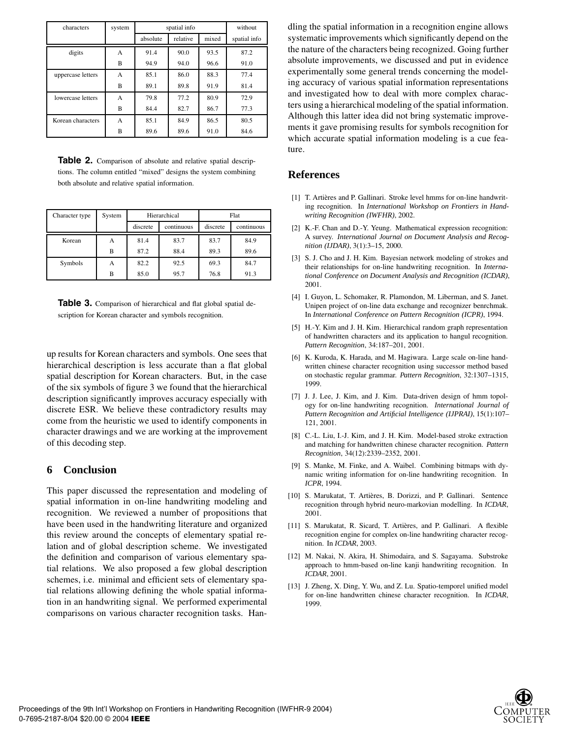| characters | system | spatial info | | | without |
|---|---|---|---|---|---|
| | | absolute | relative | mixed | spatial info |
| digits | A | 91.4 | 90.0 | 93.5 | 87.2 |
| | B | 94.9 | 94.0 | 96.6 | 91.0 |
| uppercase letters | A | 85.1 | 86.0 | 88.3 | 77.4 |
| | B | 89.1 | 89.8 | 91.9 | 81.4 |
| lowercase letters | A | 79.8 | 77.2 | 80.9 | 72.9 |
| | B | 84.4 | 82.7 | 86.7 | 77.3 |
| Korean characters | A | 85.1 | 84.9 | 86.5 | 80.5 |
| | B | 89.6 | 89.6 | 91.0 | 84.6 |

**Table 2.** Comparison of absolute and relative spatial descriptions. The column entitled "mixed" designs the system combining both absolute and relative spatial information.

| Character type | System | Hierarchical | | Flat | |
|---|---|---|---|---|---|
| | | discrete | continuous | discrete | continuous |
| Korean | A | 81.4 | 83.7 | 83.7 | 84.9 |
| | B | 87.2 | 88.4 | 89.3 | 89.6 |
| Symbols | A | 82.2 | 92.5 | 69.3 | 84.7 |
| | B | 85.0 | 95.7 | 76.8 | 91.3 |

**Table 3.** Comparison of hierarchical and flat global spatial description for Korean character and symbols recognition.

up results for Korean characters and symbols. One sees that hierarchical description is less accurate than a flat global spatial description for Korean characters. But, in the case of the six symbols of figure 3 we found that the hierarchical description significantly improves accuracy especially with discrete ESR. We believe these contradictory results may come from the heuristic we used to identify components in character drawings and we are working at the improvement of this decoding step.

## 6 Conclusion

This paper discussed the representation and modeling of spatial information in on-line handwriting modeling and recognition. We reviewed a number of propositions that have been used in the handwriting literature and organized this review around the concepts of elementary spatial relation and of global description scheme. We investigated the definition and comparison of various elementary spatial relations. We also proposed a few global description schemes, i.e. minimal and efficient sets of elementary spatial relations allowing defining the whole spatial information in an handwriting signal. We performed experimental comparisons on various character recognition tasks. Handling the spatial information in a recognition engine allows systematic improvements which significantly depend on the the nature of the characters being recognized. Going further absolute improvements, we discussed and put in evidence experimentally some general trends concerning the modeling accuracy of various spatial information representations and investigated how to deal with more complex characters using a hierarchical modeling of the spatial information. Although this latter idea did not bring systematic improvements it gave promising results for symbols recognition for which accurate spatial information modeling is a cue feature.

## References

[1] T. Artières and P. Gallinari. Stroke level hmms for on-line handwriting recognition. In *International Workshop on Frontiers in Handwriting Recognition (IWFHR)*, 2002.

[2] K.-F. Chan and D.-Y. Yeung. Mathematical expression recognition: A survey. *International Journal on Document Analysis and Recognition (IJDAR)*, 3(1):3–15, 2000.

[3] S. J. Cho and J. H. Kim. Bayesian network modeling of strokes and their relationships for on-line handwriting recognition. In *International Conference on Document Analysis and Recognition (ICDAR)*, 2001.

[4] I. Guyon, L. Schomaker, R. Plamondon, M. Liberman, and S. Janet. Unipen project of on-line data exchange and recognizer benrchmak. In *International Conference on Pattern Recognition (ICPR)*, 1994.

[5] H.-Y. Kim and J. H. Kim. Hierarchical random graph representation of handwritten characters and its application to hangul recognition. *Pattern Recognition*, 34:187–201, 2001.

[6] K. Kuroda, K. Harada, and M. Hagiwara. Large scale on-line handwritten chinese character recognition using successor method based on stochastic regular grammar. *Pattern Recognition*, 32:1307–1315, 1999.

[7] J. J. Lee, J. Kim, and J. Kim. Data-driven design of hmm topology for on-line handwriting recognition. *International Journal of Pattern Recognition and Artificial Intelligence (IJPRAI)*, 15(1):107–121, 2001.

[8] C.-L. Liu, I.-J. Kim, and J. H. Kim. Model-based stroke extraction and matching for handwritten chinese character recognition. *Pattern Recognition*, 34(12):2339–2352, 2001.

[9] S. Manke, M. Finke, and A. Waibel. Combining bitmaps with dynamic writing information for on-line handwriting recognition. In *ICPR*, 1994.

[10] S. Marukatat, T. Artières, B. Dorizzi, and P. Gallinari. Sentence recognition through hybrid neuro-markovian modelling. In *ICDAR*, 2001.

[11] S. Marukatat, R. Sicard, T. Artières, and P. Gallinari. A flexible recognition engine for complex on-line handwriting character recognition. In *ICDAR*, 2003.

[12] M. Nakai, N. Akira, H. Shimodaira, and S. Sagayama. Substroke approach to hmm-based on-line kanji handwriting recognition. In *ICDAR*, 2001.

[13] J. Zheng, X. Ding, Y. Wu, and Z. Lu. Spatio-temporel unified model for on-line handwritten chinese character recognition. In *ICDAR*, 1999.